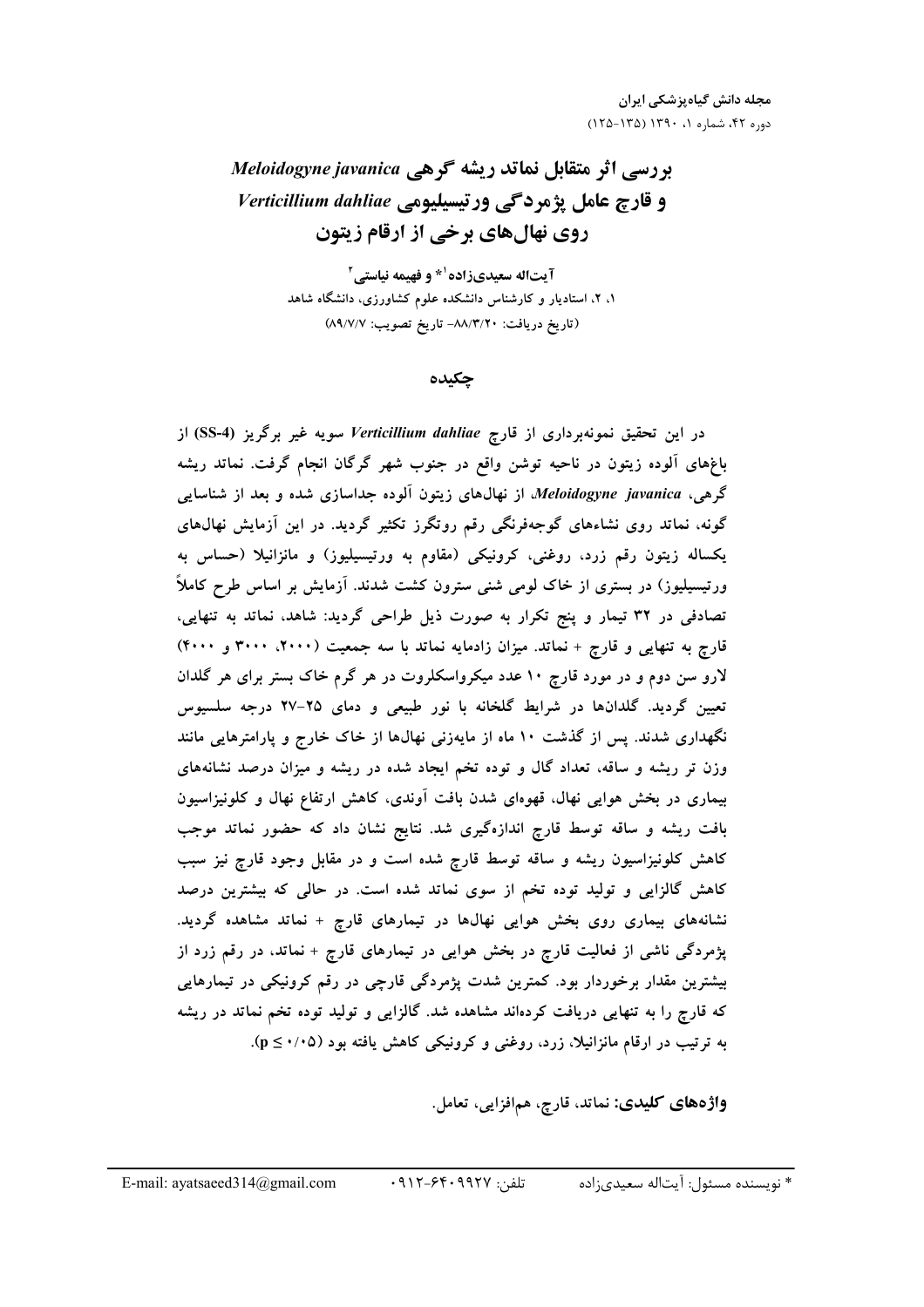# بررسی اثر متقابل نماتد ریشه گرهی *Meloidogyne javanica* و قارچ عامل پژمردگی ورتیسیلیومی *Verticillium dahliae* روی نهال‌های برخی از ارقام زیتون

**آیت‌اله سعیدی‌زاده[1]* و فهیمه نیاستی[2]**

۱، ۲، استادیار و کارشناس دانشکده علوم کشاورزی، دانشگاه شاهد

(تاریخ دریافت: ۸۸/۳/۲۰- تاریخ تصویب: ۸۹/۷/۷)

## چکیده

در این تحقیق نمونه‌برداری از قارچ *Verticillium dahliae* سویه غیر برگریز (SS-4) از باغ‌های آلوده زیتون در ناحیه توشن واقع در جنوب شهر گرگان انجام گرفت. نماتد ریشه گرهی، *Meloidogyne javanica* از نهال‌های زیتون آلوده جداسازی شده و بعد از شناسایی گونه، نماتد روی نشاءهای گوجه‌فرنگی رقم روتگرز تکثیر گردید. در این آزمایش نهال‌های یکساله زیتون رقم زرد، روغنی، کرونیکی (مقاوم به ورتیسیلیوز) و مانزانیلا (حساس به ورتیسیلیوز) در بستری از خاک لومی شنی سترون کشت شدند. آزمایش بر اساس طرح کاملاً تصادفی در ۳۲ تیمار و پنج تکرار به صورت ذیل طراحی گردید: شاهد، نماتد به تنهایی، قارچ به تنهایی و قارچ + نماتد. میزان زادمایه نماتد با سه جمعیت (۲۰۰۰، ۳۰۰۰ و ۴۰۰۰) لارو سن دوم و در مورد قارچ ۱۰ عدد میکرواسکلروت در هر گرم خاک بستر برای هر گلدان تعیین گردید. گلدان‌ها در شرایط گلخانه با نور طبیعی و دمای ۲۵-۲۷ درجه سلسیوس نگهداری شدند. پس از گذشت ۱۰ ماه از مایه‌زنی نهال‌ها از خاک خارج و پارامترهایی مانند وزن تر ریشه و ساقه، تعداد گال و توده تخم ایجاد شده در ریشه و میزان درصد نشانه‌های بیماری در بخش هوایی نهال، قهوه‌ای شدن بافت آوندی، کاهش ارتفاع نهال و کلونیزاسیون بافت ریشه و ساقه توسط قارچ اندازه‌گیری شد. نتایج نشان داد که حضور نماتد موجب کاهش کلونیزاسیون ریشه و ساقه توسط قارچ شده است و در مقابل وجود قارچ نیز سبب کاهش گالزایی و تولید توده تخم از سوی نماتد شده است. در حالی که بیشترین درصد نشانه‌های بیماری روی بخش هوایی نهال‌ها در تیمارهای قارچ + نماتد مشاهده گردید. پژمردگی ناشی از فعالیت قارچ در بخش هوایی در تیمارهای قارچ + نماتد، در رقم زرد از بیشترین مقدار برخوردار بود. کمترین شدت پژمردگی قارچی در رقم کرونیکی در تیمارهایی که قارچ را به تنهایی دریافت کرده‌اند مشاهده شد. گالزایی و تولید توده تخم نماتد در ریشه به ترتیب در ارقام مانزانیلا، زرد، روغنی و کرونیکی کاهش یافته بود ($p \leq ۰/۰۵$).

**واژه‌های کلیدی:** نماتد، قارچ، هم‌افزایی، تعامل.

---

* نویسنده مسئول: آیت‌اله سعیدی‌زاده &nbsp;&nbsp;&nbsp; تلفن: ۰۹۱۲-۶۴۰۹۹۲۷ &nbsp;&nbsp;&nbsp; E-mail: ayatsaeed314@gmail.com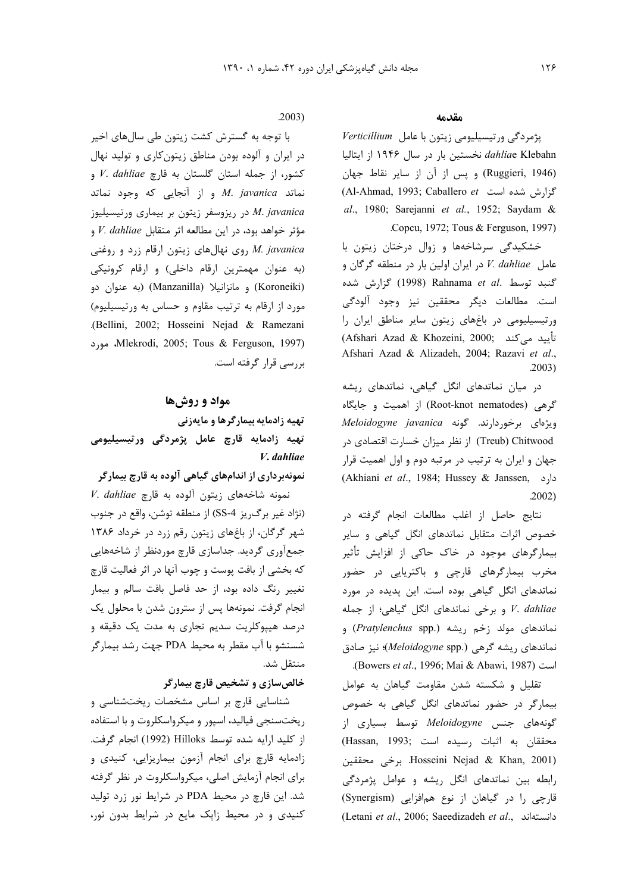## مقدمه

پژمردگی ورتیسیلیومی زیتون با عامل *Verticillium dahliae* Klebahn نخستین بار در سال ۱۹۴۶ از ایتالیا (Ruggieri, 1946) و پس از آن از سایر نقاط جهان گزارش شده است (Al-Ahmad, 1993; Caballero *et al*., 1980; Sarejanni *et al.*, 1952; Saydam & Copcu, 1972; Tous & Ferguson, 1997).

خشکیدگی سرشاخه‌ها و زوال درختان زیتون با عامل *V. dahliae* در ایران اولین بار در منطقه گرگان و گنبد توسط Rahnama *et al.* (1998) گزارش شده است. مطالعات دیگر محققین نیز وجود آلودگی ورتیسیلیومی در باغ‌های زیتون سایر مناطق ایران را تأیید می‌کند (Afshari Azad & Khozeini, 2000; Afshari Azad & Alizadeh, 2004; Razavi *et al.*, 2003).

در میان نماتدهای انگل گیاهی، نماتدهای ریشه گرهی (Root-knot nematodes) از اهمیت و جایگاه ویژه‌ای برخوردارند. گونه *Meloidogyne javanica* (Treub) Chitwood از نظر میزان خسارت اقتصادی در جهان و ایران به ترتیب در مرتبه دوم و اول اهمیت قرار دارد (Akhiani *et al*., 1984; Hussey & Janssen, 2002).

نتایج حاصل از اغلب مطالعات انجام گرفته در خصوص اثرات متقابل نماتدهای انگل گیاهی و سایر بیمارگرهای موجود در خاک حاکی از افزایش تأثیر مخرب بیمارگرهای قارچی و باکتریایی در حضور نماتدهای انگل گیاهی بوده است. این پدیده در مورد *V. dahliae* و برخی نماتدهای انگل گیاهی؛ از جمله نماتدهای مولد زخم ریشه (*Pratylenchus* spp.) و نماتدهای ریشه گرهی (*Meloidogyne* spp.)؛ نیز صادق است (Bowers *et al*., 1996; Mai & Abawi, 1987).

تقلیل و شکسته شدن مقاومت گیاهان به عوامل بیمارگر در حضور نماتدهای انگل گیاهی به خصوص گونه‌های جنس *Meloidogyne* توسط بسیاری از محققان به اثبات رسیده است (Hassan, 1993; Hosseini Nejad & Khan, 2001). برخی محققین رابطه بین نماتدهای انگل ریشه و عوامل پژمردگی قارچی را در گیاهان از نوع هم‌افزایی (Synergism) دانسته‌اند (Letani *et al*., 2006; Saeedizadeh *et al*., 2003).

با توجه به گسترش کشت زیتون طی سال‌های اخیر در ایران و آلوده بودن مناطق زیتون‌کاری و تولید نهال کشور، از جمله استان گلستان به قارچ *V. dahliae* و نماتد *M. javanica* و از آنجایی که وجود نماتد *M. javanica* در ریزوسفر زیتون بر بیماری ورتیسیلیوز مؤثر خواهد بود، در این مطالعه اثر متقابل *V. dahliae* و *M. javanica* روی نهال‌های زیتون ارقام زرد و روغنی (به عنوان مهمترین ارقام داخلی) و ارقام کرونیکی (Koroneiki) و مانزانیلا (Manzanilla) (به عنوان دو مورد از ارقام به ترتیب مقاوم و حساس به ورتیسیلیوم) (Bellini, 2002; Hosseini Nejad & Ramezani Mlekrodi, 2005; Tous & Ferguson, 1997)، مورد بررسی قرار گرفته است.

## مواد و روش‌ها

### تهیه زادمایه بیمارگرها و مایه‌زنی

### تهیه زادمایه قارچ عامل پژمردگی ورتیسیلیومی *V. dahliae*

#### نمونه‌برداری از اندام‌های گیاهی آلوده به قارچ بیمارگر

نمونه شاخه‌های زیتون آلوده به قارچ *V. dahliae* (نژاد غیر برگ‌ریز SS-4) از منطقه توشن، واقع در جنوب شهر گرگان، از باغ‌های زیتون رقم زرد در خرداد ۱۳۸۶ جمع‌آوری گردید. جداسازی قارچ موردنظر از شاخه‌هایی که بخشی از بافت پوست و چوب آنها در اثر فعالیت قارچ تغییر رنگ داده بود، از حد فاصل بافت سالم و بیمار انجام گرفت. نمونه‌ها پس از سترون شدن با محلول یک درصد هیپوکلریت سدیم تجاری به مدت یک دقیقه و شستشو با آب مقطر به محیط PDA جهت رشد بیمارگر منتقل شد.

#### خالص‌سازی و تشخیص قارچ بیمارگر

شناسایی قارچ بر اساس مشخصات ریخت‌شناسی و ریخت‌سنجی فیالید، اسپور و میکرواسکلروت و با استفاده از کلید ارایه شده توسط Hilloks (1992) انجام گرفت. زادمایه قارچ برای انجام آزمون بیماریزایی، کنیدی و برای انجام آزمایش اصلی، میکرواسکلروت در نظر گرفته شد. این قارچ در محیط PDA در شرایط نور زرد تولید کنیدی و در محیط زاپک مایع در شرایط بدون نور،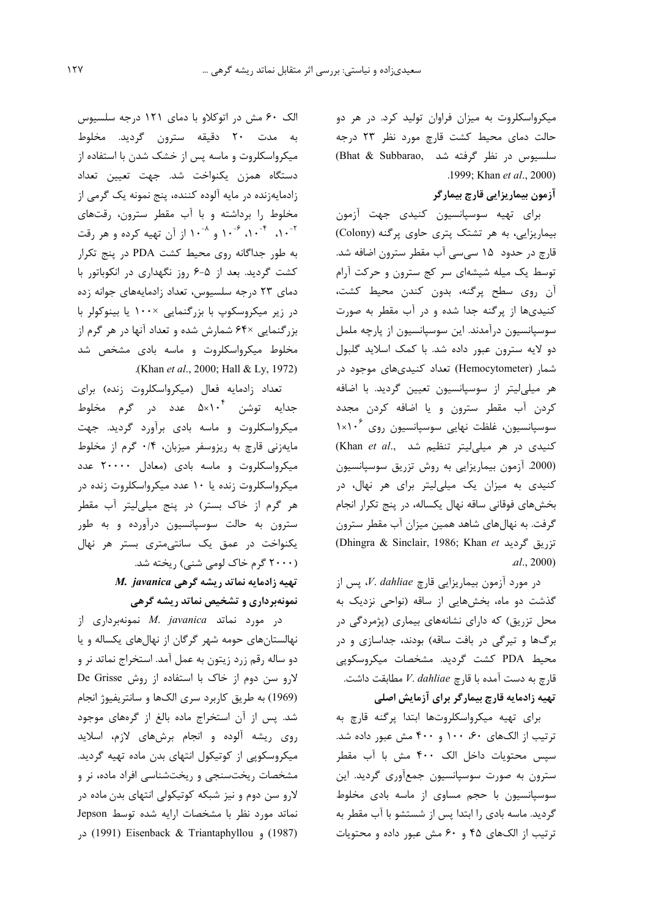میکرواسکلروت به میزان فراوان تولید کرد. در هر دو حالت دمای محیط کشت قارچ مورد نظر ۲۳ درجه سلسیوس در نظر گرفته شد (Bhat & Subbarao, 1999; Khan *et al*., 2000).

### آزمون بیماریزایی قارچ بیمارگر

برای تهیه سوسپانسیون کنیدی جهت آزمون بیماریزایی، به هر تشتک پتری حاوی پرگنه (Colony) قارچ در حدود ۱۵ سی‌سی آب مقطر سترون اضافه شد. توسط یک میله شیشه‌ای سر کج سترون و حرکت آرام آن روی سطح پرگنه، بدون کندن محیط کشت، کنیدی‌ها از پرگنه جدا شده و در آب مقطر به صورت سوسپانسیون درآمدند. این سوسپانسیون از پارچه ململ دو لایه سترون عبور داده شد. با کمک اسلاید گلبول شمار (Hemocytometer) تعداد کنیدی‌های موجود در هر میلی‌لیتر از سوسپانسیون تعیین گردید. با اضافه کردن آب مقطر سترون و یا اضافه کردن مجدد سوسپانسیون، غلظت نهایی سوسپانسیون روی $1\times10^{6}$ کنیدی در هر میلی‌لیتر تنظیم شد (Khan *et al*., 2000). آزمون بیماریزایی به روش تزریق سوسپانسیون کنیدی به میزان یک میلی‌لیتر برای هر نهال، در بخش‌های فوقانی ساقه نهال یکساله، در پنج تکرار انجام گرفت. به نهال‌های شاهد همین میزان آب مقطر سترون تزریق گردید (Dhingra & Sinclair, 1986; Khan *et al*., 2000).

در مورد آزمون بیماریزایی قارچ *V. dahliae*، پس از گذشت دو ماه، بخش‌هایی از ساقه (نواحی نزدیک به محل تزریق) که دارای نشانه‌های بیماری (پژمردگی در برگ‌ها و تیرگی در بافت ساقه) بودند، جداسازی و در محیط PDA کشت گردید. مشخصات میکروسکوپی قارچ به دست آمده با قارچ *V. dahliae* مطابقت داشت.

### تهیه زادمایه قارچ بیمارگر برای آزمایش اصلی

برای تهیه میکرواسکلروت‌ها ابتدا پرگنه قارچ به ترتیب از الک‌های ۶۰، ۱۰۰ و ۴۰۰ مش عبور داده شد. سپس محتویات داخل الک ۴۰۰ مش با آب مقطر سترون به صورت سوسپانسیون جمع‌آوری گردید. این سوسپانسیون با حجم مساوی از ماسه بادی مخلوط گردید. ماسه بادی را ابتدا پس از شستشو با آب مقطر به ترتیب از الک‌های ۴۵ و ۶۰ مش عبور داده و محتویات الک ۶۰ مش در اتوکلاو با دمای ۱۲۱ درجه سلسیوس به مدت ۲۰ دقیقه سترون گردید. مخلوط میکرواسکلروت و ماسه پس از خشک شدن با استفاده از دستگاه همزن یکنواخت شد. جهت تعیین تعداد زادمایه‌زنده در مایه آلوده کننده، پنج نمونه یک گرمی از مخلوط را برداشته و با آب مقطر سترون، رقت‌های $10^{-2}$، $10^{-4}$، $10^{-6}$ و $10^{-8}$ از آن تهیه کرده و هر رقت به طور جداگانه روی محیط کشت PDA در پنج تکرار کشت گردید. بعد از ۵-۶ روز نگهداری در انکوباتور با دمای ۲۳ درجه سلسیوس، تعداد زادمایه‌های جوانه زده در زیر میکروسکوپ با بزرگنمایی ×۱۰۰ یا بینوکولر با بزرگنمایی ×۶۴ شمارش شده و تعداد آنها در هر گرم از مخلوط میکرواسکلروت و ماسه بادی مشخص شد (Khan *et al*., 2000; Hall & Ly, 1972).

تعداد زادمایه فعال (میکرواسکلروت زنده) برای جدایه توشن $5\times10^{4}$ عدد در گرم مخلوط میکرواسکلروت و ماسه بادی برآورد گردید. جهت مایه‌زنی قارچ به ریزوسفر میزبان، ۰/۴ گرم از مخلوط میکرواسکلروت و ماسه بادی (معادل ۲۰۰۰۰ عدد میکرواسکلروت زنده یا ۱۰ عدد میکرواسکلروت زنده در هر گرم از خاک بستر) در پنج میلی‌لیتر آب مقطر سترون به حالت سوسپانسیون درآورده و به طور یکنواخت در عمق یک سانتی‌متری بستر هر نهال (۲۰۰۰ گرم خاک لومی شنی) ریخته شد.

### تهیه زادمایه نماتد ریشه گرهی *M. javanica*

### نمونه‌برداری و تشخیص نماتد ریشه گرهی

در مورد نماتد *M. javanica* نمونه‌برداری از نهالستان‌های حومه شهر گرگان از نهال‌های یکساله و یا دو ساله رقم زرد زیتون به عمل آمد. استخراج نماتد نر و لارو سن دوم از خاک با استفاده از روش De Grisse (1969) به طریق کاربرد سری الک‌ها و سانتریفیوژ انجام شد. پس از آن استخراج ماده بالغ از گره‌های موجود روی ریشه آلوده و انجام برش‌های لازم، اسلاید میکروسکوپی از کوتیکول انتهای بدن ماده تهیه گردید. مشخصات ریخت‌سنجی و ریخت‌شناسی افراد ماده، نر و لارو سن دوم و نیز شبکه کوتیکولی انتهای بدن ماده در نماتد مورد نظر با مشخصات ارایه شده توسط Jepson (1987) و Eisenback & Triantaphyllou (1991) در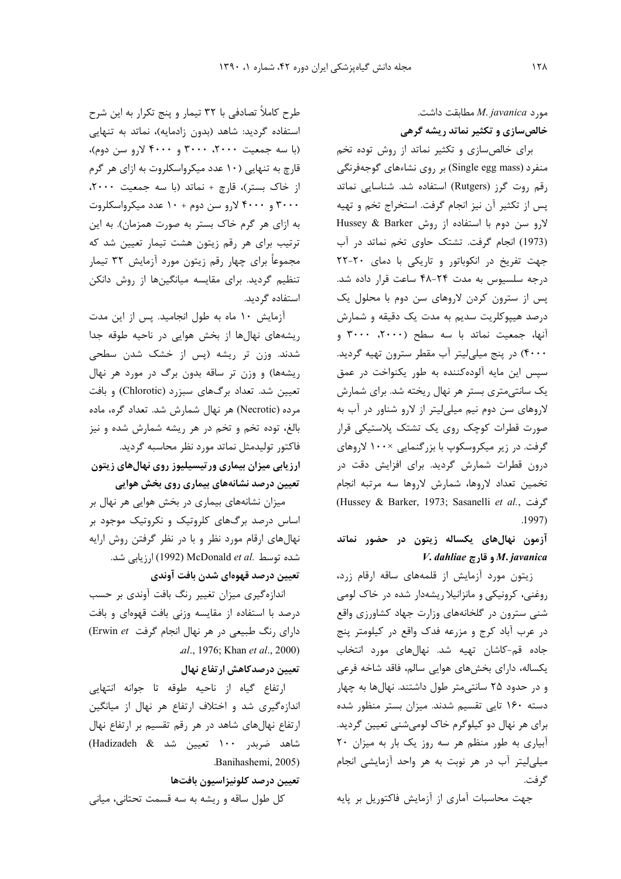مورد *M. javanica* مطابقت داشت.

**خالص‌سازی و تکثیر نماتد ریشه گرهی**

برای خالص‌سازی و تکثیر نماتد از روش توده تخم منفرد (Single egg mass) بر روی نشاءهای گوجه‌فرنگی رقم روت گرز (Rutgers) استفاده شد. شناسایی نماتد پس از تکثیر آن نیز انجام گرفت. استخراج تخم و تهیه لارو سن دوم با استفاده از روش Hussey & Barker (1973) انجام گرفت. تشتک حاوی تخم نماتد در آب جهت تفریخ در انکوباتور و تاریکی با دمای ۲۰-۲۲ درجه سلسیوس به مدت ۲۴-۴۸ ساعت قرار داده شد. پس از سترون کردن لاروهای سن دوم با محلول یک درصد هیپوکلریت سدیم به مدت یک دقیقه و شمارش آنها، جمعیت نماتد با سه سطح (۲۰۰۰، ۳۰۰۰ و ۴۰۰۰) در پنج میلی‌لیتر آب مقطر سترون تهیه گردید. سپس این مایه آلوده‌کننده به طور یکنواخت در عمق یک سانتی‌متری بستر هر نهال ریخته شد. برای شمارش لاروهای سن دوم نیم میلی‌لیتر از لارو شناور در آب به صورت قطرات کوچک روی یک تشتک پلاستیکی قرار گرفت. در زیر میکروسکوپ با بزرگنمایی ۱۰۰× لاروهای درون قطرات شمارش گردید. برای افزایش دقت در تخمین تعداد لاروها، شمارش لاروها سه مرتبه انجام گرفت (Hussey & Barker, 1973; Sasanelli *et al.*, 1997).

## آزمون نهال‌های یکساله زیتون در حضور نماتد *M. javanica* و قارچ *V. dahliae*

زیتون مورد آزمایش از قلمه‌های ساقه ارقام زرد، روغنی، کرونیکی و مانزانیلا ریشه‌دار شده در خاک لومی شنی سترون در گلخانه‌های وزارت جهاد کشاورزی واقع در عرب آباد کرج و مزرعه فدک واقع در کیلومتر پنج جاده قم-کاشان تهیه شد. نهال‌های مورد انتخاب یکساله، دارای بخش‌های هوایی سالم، فاقد شاخه فرعی و در حدود ۲۵ سانتی‌متر طول داشتند. نهال‌ها به چهار دسته ۱۶۰ تایی تقسیم شدند. میزان بستر منظور شده برای هر نهال دو کیلوگرم خاک لومی‌شنی تعیین گردید. آبیاری به طور منظم هر سه روز یک بار به میزان ۲۰ میلی‌لیتر آب در هر نوبت به هر واحد آزمایشی انجام گرفت.

جهت محاسبات آماری از آزمایش فاکتوریل بر پایه طرح کاملاً تصادفی با ۳۲ تیمار و پنج تکرار به این شرح استفاده گردید: شاهد (بدون زادمایه)، نماتد به تنهایی (با سه جمعیت ۲۰۰۰، ۳۰۰۰ و ۴۰۰۰ لارو سن دوم)، قارچ به تنهایی (۱۰ عدد میکرواسکلروت به ازای هر گرم از خاک بستر)، قارچ + نماتد (با سه جمعیت ۲۰۰۰، ۳۰۰۰ و ۴۰۰۰ لارو سن دوم + ۱۰ عدد میکرواسکلروت به ازای هر گرم خاک بستر به صورت همزمان). به این ترتیب برای هر رقم زیتون هشت تیمار تعیین شد که مجموعاً برای چهار رقم زیتون مورد آزمایش ۳۲ تیمار تنظیم گردید. برای مقایسه میانگین‌ها از روش دانکن استفاده گردید.

آزمایش ۱۰ ماه به طول انجامید. پس از این مدت ریشه‌های نهال‌ها از بخش هوایی در ناحیه طوقه جدا شدند. وزن تر ریشه (پس از خشک شدن سطحی ریشه‌ها) و وزن تر ساقه بدون برگ در مورد هر نهال تعیین شد. تعداد برگ‌های سبزرد (Chlorotic) و بافت مرده (Necrotic) هر نهال شمارش شد. تعداد گره، ماده بالغ، توده تخم و تخم در هر ریشه شمارش شده و نیز فاکتور تولیدمثل نماتد مورد نظر محاسبه گردید.

**ارزیابی میزان بیماری ورتیسیلیوز روی نهال‌های زیتون**

**تعیین درصد نشانه‌های بیماری روی بخش هوایی**

میزان نشانه‌های بیماری در بخش هوایی هر نهال بر اساس درصد برگ‌های کلروتیک و نکروتیک موجود بر نهال‌های ارقام مورد نظر و با در نظر گرفتن روش ارایه شده توسط McDonald *et al.* (1992) ارزیابی شد.

**تعیین درصد قهوه‌ای شدن بافت آوندی**

اندازه‌گیری میزان تغییر رنگ بافت آوندی بر حسب درصد با استفاده از مقایسه وزنی بافت قهوه‌ای و بافت دارای رنگ طبیعی در هر نهال انجام گرفت (Erwin *et al.*, 1976; Khan *et al.*, 2000).

**تعیین درصدکاهش ارتفاع نهال**

ارتفاع گیاه از ناحیه طوقه تا جوانه انتهایی اندازه‌گیری شد و اختلاف ارتفاع هر نهال از میانگین ارتفاع نهال‌های شاهد در هر رقم تقسیم بر ارتفاع نهال شاهد ضربدر ۱۰۰ تعیین شد (Hadizadeh & Banihashemi, 2005).

**تعیین درصد کلونیزاسیون بافت‌ها**

کل طول ساقه و ریشه به سه قسمت تحتانی، میانی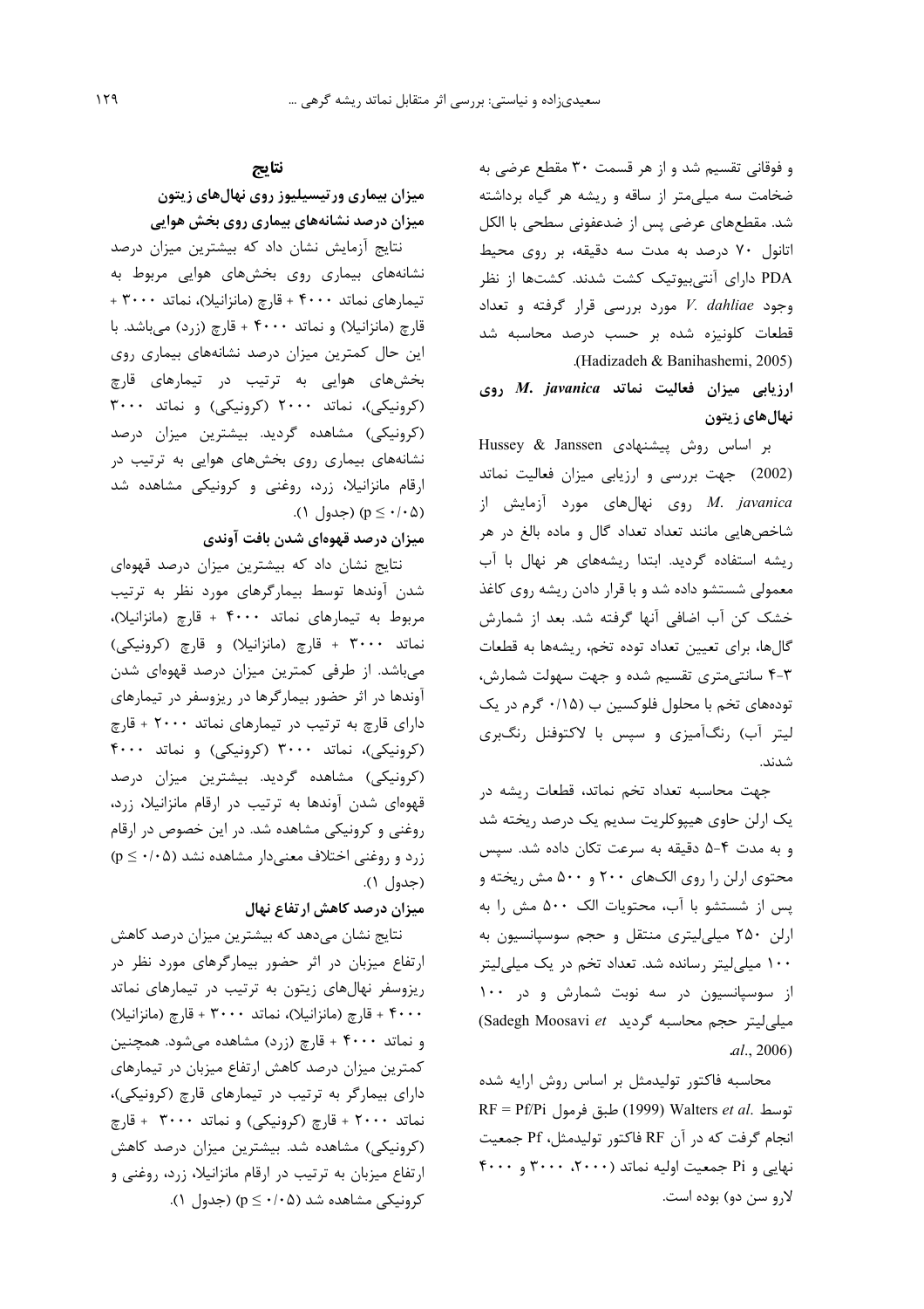و فوقانی تقسیم شد و از هر قسمت ۳۰ مقطع عرضی به ضخامت سه میلی‌متر از ساقه و ریشه هر گیاه برداشته شد. مقطع‌های عرضی پس از ضدعفونی سطحی با الکل اتانول ۷۰ درصد به مدت سه دقیقه، بر روی محیط PDA دارای آنتی‌بیوتیک کشت شدند. کشت‌ها از نظر وجود *V. dahliae* مورد بررسی قرار گرفته و تعداد قطعات کلونیزه شده بر حسب درصد محاسبه شد (Hadizadeh & Banihashemi, 2005).

### ارزیابی میزان فعالیت نماتد *M. javanica* روی نهال‌های زیتون

بر اساس روش پیشنهادی Hussey & Janssen (2002) جهت بررسی و ارزیابی میزان فعالیت نماتد *M. javanica* روی نهال‌های مورد آزمایش از شاخص‌هایی مانند تعداد گال و ماده بالغ در هر ریشه استفاده گردید. ابتدا ریشه‌های هر نهال با آب معمولی شستشو داده شد و با قرار دادن ریشه روی کاغذ خشک کن آب اضافی آنها گرفته شد. بعد از شمارش گال‌ها، برای تعیین تعداد توده تخم، ریشه‌ها به قطعات ۳-۴ سانتی‌متری تقسیم شده و جهت سهولت شمارش، توده‌های تخم با محلول فلوکسین ب (۰/۱۵ گرم در یک لیتر آب) رنگ‌آمیزی و سپس با لاکتوفنل رنگ‌بری شدند.

جهت محاسبه تعداد تخم نماتد، قطعات ریشه در یک ارلن حاوی هیپوکلریت سدیم یک درصد ریخته شد و به مدت ۴-۵ دقیقه به سرعت تکان داده شد. سپس محتوی ارلن را روی الک‌های ۲۰۰ و ۵۰۰ مش ریخته و پس از شستشو با آب، محتویات الک ۵۰۰ مش را به ارلن ۲۵۰ میلی‌لیتری منتقل و حجم سوسپانسیون به ۱۰۰ میلی‌لیتر رسانده شد. تعداد تخم در یک میلی‌لیتر از سوسپانسیون در سه نوبت شمارش و در ۱۰۰ میلی‌لیتر حجم محاسبه گردید (Sadegh Moosavi *et al.*, 2006).

محاسبه فاکتور تولیدمثل بر اساس روش ارایه شده توسط Walters *et al.* (1999) طبق فرمول $RF = Pf/Pi$ انجام گرفت که در آن RF فاکتور تولیدمثل، Pf جمعیت نهایی و Pi جمعیت اولیه نماتد (۲۰۰۰، ۳۰۰۰ و ۴۰۰۰ لارو سن دو) بوده است.

## نتایج

### میزان بیماری ورتیسیلیوز روی نهال‌های زیتون

#### میزان درصد نشانه‌های بیماری روی بخش هوایی

نتایج آزمایش نشان داد که بیشترین میزان درصد نشانه‌های بیماری روی بخش‌های هوایی مربوط به تیمارهای نماتد ۴۰۰۰ + قارچ (مانزانیلا)، نماتد ۳۰۰۰ + قارچ (مانزانیلا) و نماتد ۴۰۰۰ + قارچ (زرد) می‌باشد. با این حال کمترین میزان درصد نشانه‌های بیماری روی بخش‌های هوایی به ترتیب در تیمارهای قارچ (کرونیکی)، نماتد ۲۰۰۰ (کرونیکی) و نماتد ۳۰۰۰ (کرونیکی) مشاهده گردید. بیشترین میزان درصد نشانه‌های بیماری روی بخش‌های هوایی به ترتیب در ارقام مانزانیلا، زرد، روغنی و کرونیکی مشاهده شد ($p \leq 0.05$) (جدول ۱).

#### میزان درصد قهوه‌ای شدن بافت آوندی

نتایج نشان داد که بیشترین میزان درصد قهوه‌ای شدن آوندها توسط بیمارگرهای مورد نظر به ترتیب مربوط به تیمارهای نماتد ۴۰۰۰ + قارچ (مانزانیلا)، نماتد ۳۰۰۰ + قارچ (مانزانیلا) و قارچ (کرونیکی) می‌باشد. از طرفی کمترین میزان درصد قهوه‌ای شدن آوندها در اثر حضور بیمارگرها در ریزوسفر در تیمارهای دارای قارچ به ترتیب در تیمارهای نماتد ۲۰۰۰ + قارچ (کرونیکی)، نماتد ۳۰۰۰ (کرونیکی) و نماتد ۴۰۰۰ (کرونیکی) مشاهده گردید. بیشترین میزان درصد قهوه‌ای شدن آوندها به ترتیب در ارقام مانزانیلا، زرد، روغنی و کرونیکی مشاهده شد. در این خصوص در ارقام زرد و روغنی اختلاف معنی‌دار مشاهده نشد ($p \leq 0.05$) (جدول ۱).

#### میزان درصد کاهش ارتفاع نهال

نتایج نشان می‌دهد که بیشترین میزان درصد کاهش ارتفاع میزبان در اثر حضور بیمارگرهای مورد نظر در ریزوسفر نهال‌های زیتون به ترتیب در تیمارهای نماتد ۴۰۰۰ + قارچ (مانزانیلا)، نماتد ۳۰۰۰ + قارچ (مانزانیلا) و نماتد ۴۰۰۰ + قارچ (زرد) مشاهده می‌شود. همچنین کمترین میزان درصد کاهش ارتفاع میزبان در تیمارهای دارای بیمارگر به ترتیب در تیمارهای قارچ (کرونیکی)، نماتد ۲۰۰۰ + قارچ (کرونیکی) و نماتد ۳۰۰۰ + قارچ (کرونیکی) مشاهده شد. بیشترین میزان درصد کاهش ارتفاع میزبان به ترتیب در ارقام مانزانیلا، زرد، روغنی و کرونیکی مشاهده شد ($p \leq 0.05$) (جدول ۱).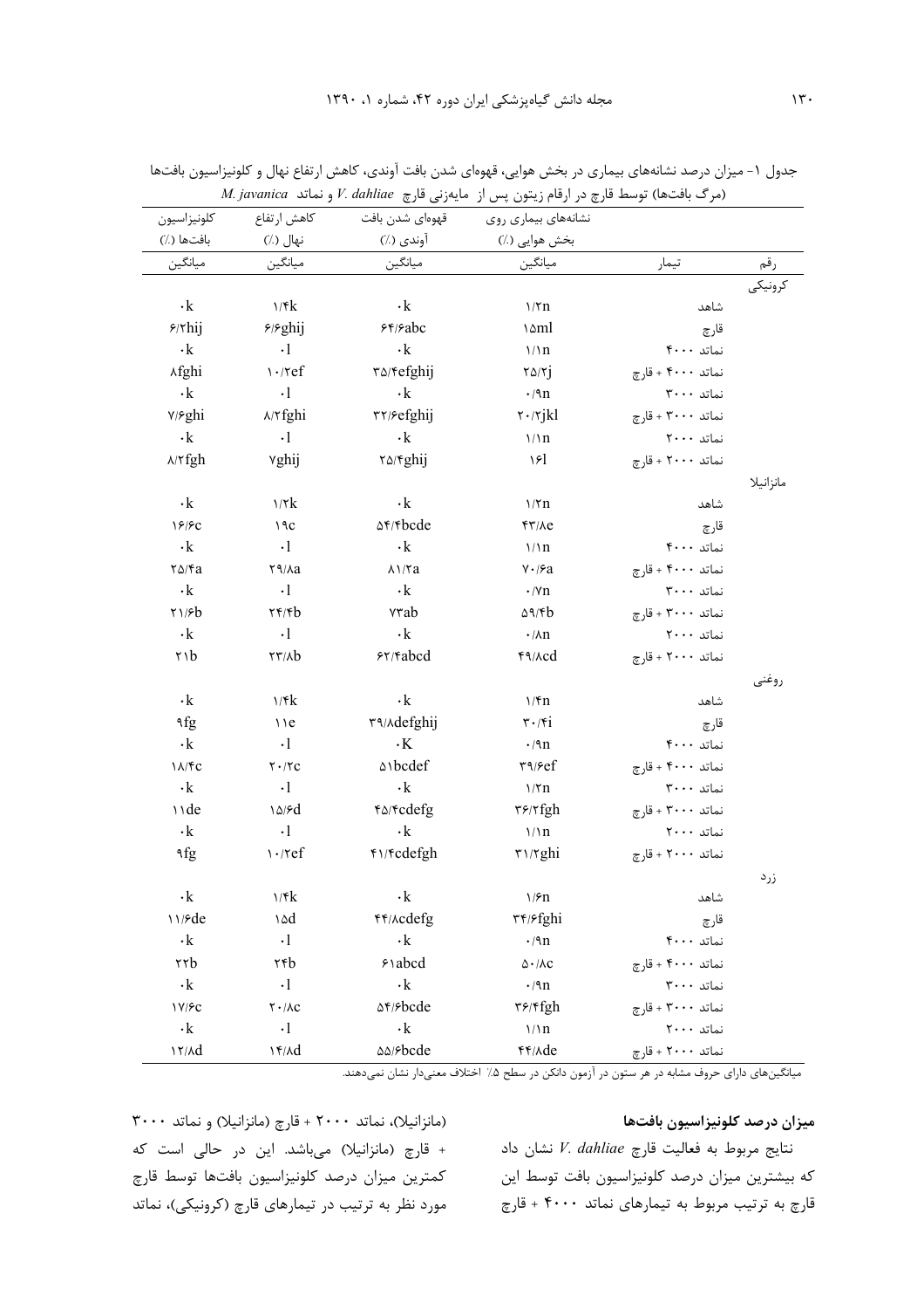جدول ۱- میزان درصد نشانه‌های بیماری در بخش هوایی، قهوه‌ای شدن بافت آوندی، کاهش ارتفاع نهال و کلونیزاسیون بافت‌ها (مرگ بافت‌ها) توسط قارچ در ارقام زیتون پس از مایه‌زنی قارچ *V. dahliae* و نماتد *M. javanica*

| رقم | تیمار | نشانه‌های بیماری روی بخش هوایی (٪) میانگین | قهوه‌ای شدن بافت آوندی (٪) میانگین | کاهش ارتفاع نهال (٪) میانگین | کلونیزاسیون بافت‌ها (٪) میانگین |
|---|---|---|---|---|---|
| کرونیکی | | | | | |
| | شاهد | ۱/۲n | ۰k | ۱/۴k | ۰k |
| | قارچ | ۱۵ml | ۶۴/۶abc | ۶/۶ghij | ۶/۲hij |
| | نماتد ۴۰۰۰ | ۱/۱n | ۰k | ۰l | ۰k |
| | نماتد ۴۰۰۰ + قارچ | ۲۵/۲j | ۳۵/۴efghij | ۱۰/۲ef | ۸fghi |
| | نماتد ۳۰۰۰ | ۰/۹n | ۰k | ۰l | ۰k |
| | نماتد ۳۰۰۰ + قارچ | ۲۰/۲jkl | ۳۲/۶efghij | ۸/۲fghi | ۷/۶ghi |
| | نماتد ۲۰۰۰ | ۱/۱n | ۰k | ۰l | ۰k |
| | نماتد ۲۰۰۰ + قارچ | ۱۶l | ۲۵/۴ghij | ۷ghij | ۸/۲fgh |
| مانزانیلا | | | | | |
| | شاهد | ۱/۲n | ۰k | ۱/۲k | ۰k |
| | قارچ | ۴۳/۸e | ۵۴/۴bcde | ۱۹c | ۱۶/۶c |
| | نماتد ۴۰۰۰ | ۱/۱n | ۰k | ۰l | ۰k |
| | نماتد ۴۰۰۰ + قارچ | ۷۰/۶a | ۸۱/۲a | ۲۹/۸a | ۲۵/۴a |
| | نماتد ۳۰۰۰ | ۰/۷n | ۰k | ۰l | ۰k |
| | نماتد ۳۰۰۰ + قارچ | ۵۹/۴b | ۷۳ab | ۲۴/۴b | ۲۱/۶b |
| | نماتد ۲۰۰۰ | ۰/۸n | ۰k | ۰l | ۰k |
| | نماتد ۲۰۰۰ + قارچ | ۴۹/۸cd | ۶۲/۴abcd | ۲۳/۸b | ۲۱b |
| روغنی | | | | | |
| | شاهد | ۱/۴n | ۰k | ۱/۴k | ۰k |
| | قارچ | ۳۰/۴i | ۳۹/۸defghij | ۱۱e | ۹fg |
| | نماتد ۴۰۰۰ | ۰/۹n | ۰K | ۰l | ۰k |
| | نماتد ۴۰۰۰ + قارچ | ۳۹/۶ef | ۵۱bcdef | ۲۰/۲c | ۱۸/۴c |
| | نماتد ۳۰۰۰ | ۱/۲n | ۰k | ۰l | ۰k |
| | نماتد ۳۰۰۰ + قارچ | ۳۶/۲fgh | ۴۵/۴cdefg | ۱۵/۶d | ۱۱de |
| | نماتد ۲۰۰۰ | ۱/۱n | ۰k | ۰l | ۰k |
| | نماتد ۲۰۰۰ + قارچ | ۳۱/۲ghi | ۴۱/۴cdefgh | ۱۰/۲ef | ۹fg |
| زرد | | | | | |
| | شاهد | ۱/۶n | ۰k | ۱/۴k | ۰k |
| | قارچ | ۳۴/۶fghi | ۴۴/۸cdefg | ۱۵d | ۱۱/۶de |
| | نماتد ۴۰۰۰ | ۰/۹n | ۰k | ۰l | ۰k |
| | نماتد ۴۰۰۰ + قارچ | ۵۰/۸c | ۶۱abcd | ۲۴b | ۲۲b |
| | نماتد ۳۰۰۰ | ۰/۹n | ۰k | ۰l | ۰k |
| | نماتد ۳۰۰۰ + قارچ | ۳۶/۴fgh | ۵۴/۶bcde | ۲۰/۸c | ۱۷/۶c |
| | نماتد ۲۰۰۰ | ۱/۱n | ۰k | ۰l | ۰k |
| | نماتد ۲۰۰۰ + قارچ | ۴۴/۸de | ۵۵/۶bcde | ۱۴/۸d | ۱۲/۸d |

میانگین‌های دارای حروف مشابه در هر ستون در آزمون دانکن در سطح ۵٪ اختلاف معنی‌دار نشان نمی‌دهند.

**میزان درصد کلونیزاسیون بافت‌ها**

نتایج مربوط به فعالیت قارچ *V. dahliae* نشان داد که بیشترین میزان درصد کلونیزاسیون بافت توسط این قارچ به ترتیب مربوط به تیمارهای نماتد ۴۰۰۰ + قارچ (مانزانیلا)، نماتد ۲۰۰۰ + قارچ (مانزانیلا) و نماتد ۳۰۰۰ + قارچ (مانزانیلا) می‌باشد. این در حالی است که کمترین میزان درصد کلونیزاسیون بافت‌ها توسط قارچ مورد نظر به ترتیب در تیمارهای قارچ (کرونیکی)، نماتد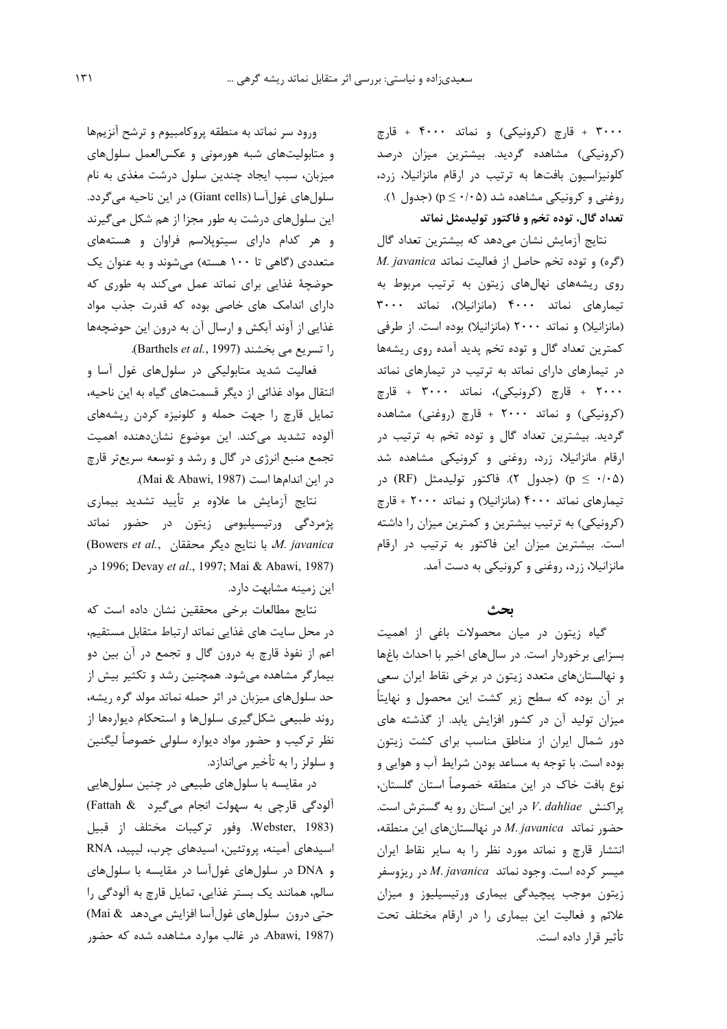۳۰۰۰ + قارچ (کرونیکی) و نماتد ۴۰۰۰ + قارچ (کرونیکی) مشاهده گردید. بیشترین میزان درصد کلونیزاسیون بافت‌ها به ترتیب در ارقام مانزانیلا، زرد، روغنی و کرونیکی مشاهده شد ($p \leq ۰/۰۵$) (جدول ۱).

**تعداد گال، توده تخم و فاکتور تولیدمثل نماتد**

نتایج آزمایش نشان می‌دهد که بیشترین تعداد گال (گره) و توده تخم حاصل از فعالیت نماتد *M. javanica* روی ریشه‌های نهال‌های زیتون به ترتیب مربوط به تیمارهای نماتد ۴۰۰۰ (مانزانیلا)، نماتد ۳۰۰۰ (مانزانیلا) و نماتد ۲۰۰۰ (مانزانیلا) بوده است. از طرفی کمترین تعداد گال و توده تخم پدید آمده روی ریشه‌ها در تیمارهای دارای نماتد به ترتیب در تیمارهای نماتد ۲۰۰۰ + قارچ (کرونیکی)، نماتد ۳۰۰۰ + قارچ (کرونیکی) و نماتد ۲۰۰۰ + قارچ (روغنی) مشاهده گردید. بیشترین تعداد گال و توده تخم به ترتیب در ارقام مانزانیلا، زرد، روغنی و کرونیکی مشاهده شد ($p \leq ۰/۰۵$) (جدول ۲). فاکتور تولیدمثل (RF) در تیمارهای نماتد ۴۰۰۰ (مانزانیلا) و نماتد ۲۰۰۰ + قارچ (کرونیکی) به ترتیب بیشترین و کمترین میزان را داشته است. بیشترین میزان این فاکتور به ترتیب در ارقام مانزانیلا، زرد، روغنی و کرونیکی به دست آمد.

## بحث

گیاه زیتون در میان محصولات باغی از اهمیت بسزایی برخوردار است. در سال‌های اخیر با احداث باغ‌ها و نهالستان‌های متعدد زیتون در برخی نقاط ایران سعی بر آن بوده که سطح زیر کشت این محصول و نهایتاً میزان تولید آن در کشور افزایش یابد. از گذشته های دور شمال ایران از مناطق مناسب برای کشت زیتون بوده است. با توجه به مساعد بودن شرایط آب و هوایی و نوع بافت خاک در این منطقه خصوصاً استان گلستان، پراکنش *V. dahliae* در این استان رو به گسترش است. حضور نماتد *M. javanica* در نهالستان‌های این منطقه، انتشار قارچ و نماتد مورد نظر را به سایر نقاط ایران میسر کرده است. وجود نماتد *M. javanica* در ریزوسفر زیتون موجب پیچیدگی بیماری ورتیسیلیوز و میزان علائم و فعالیت این بیماری را در ارقام مختلف تحت تأثیر قرار داده است.

ورود سر نماتد به منطقه پروکامبیوم و ترشح آنزیم‌ها و متابولیت‌های شبه هورمونی و عکس‌العمل سلول‌های میزبان، سبب ایجاد چندین سلول درشت مغذی به نام سلول‌های غول‌آسا (Giant cells) در این ناحیه می‌گردد. این سلول‌های درشت به طور مجزا از هم شکل می‌گیرند و هر کدام دارای سیتوپلاسم فراوان و هسته‌های متعددی (گاهی تا ۱۰۰ هسته) می‌شوند و به عنوان یک حوضچهٔ غذایی برای نماتد عمل می‌کند به طوری که دارای اندامک های خاصی بوده که قدرت جذب مواد غذایی از آوند آبکش و ارسال آن به درون این حوضچه‌ها را تسریع می بخشند (Barthels *et al.*, 1997).

فعالیت شدید متابولیکی در سلول‌های غول آسا و انتقال مواد غذائی از دیگر قسمت‌های گیاه به این ناحیه، تمایل قارچ را جهت حمله و کلونیزه کردن ریشه‌های آلوده تشدید می‌کند. این موضوع نشان‌دهنده اهمیت تجمع منبع انرژی در گال و رشد و توسعه سریع‌تر قارچ در این اندام‌ها است (Mai & Abawi, 1987).

نتایج آزمایش ما علاوه بر تأیید تشدید بیماری پژمردگی ورتیسیلیومی زیتون در حضور نماتد *M. javanica* با نتایج دیگر محققان (Bowers *et al.*, 1996; Devay *et al.*, 1997; Mai & Abawi, 1987) در این زمینه مشابهت دارد.

نتایج مطالعات برخی محققین نشان داده است که در محل سایت های غذایی نماتد ارتباط متقابل مستقیم، اعم از نفوذ قارچ به درون گال و تجمع در آن بین دو بیمارگر مشاهده می‌شود. همچنین رشد و تکثیر بیش از حد سلول‌های میزبان در اثر حمله نماتد مولد گره ریشه، روند طبیعی شکل‌گیری سلول‌ها و استحکام دیواره‌ها از نظر ترکیب و حضور مواد دیواره سلولی خصوصاً لیگنین و سلولز را به تأخیر می‌اندازد.

در مقایسه با سلول‌های طبیعی در چنین سلول‌هایی آلودگی قارچی به سهولت انجام می‌گیرد (Fattah & Webster, 1983). وفور ترکیبات مختلف از قبیل اسیدهای آمینه، پروتئین، اسیدهای چرب، لیپید، RNA و DNA در سلول‌های غول‌آسا در مقایسه با سلول‌های سالم، همانند یک بستر غذایی، تمایل قارچ به آلودگی را حتی درون سلول‌های غول‌آسا افزایش می‌دهد (Mai & Abawi, 1987). در غالب موارد مشاهده شده که حضور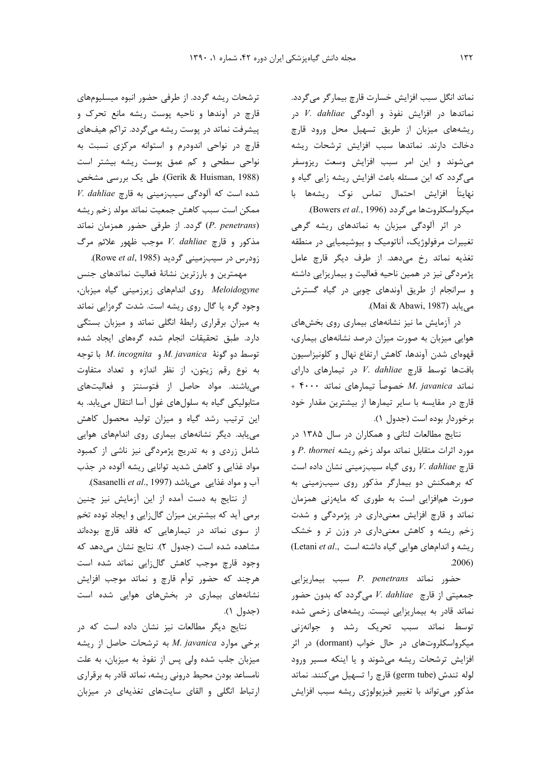نماتد انگل سبب افزایش خسارت قارچ بیمارگر می‌گردد. نماتدها در افزایش نفوذ و آلودگی *V. dahliae* در ریشه‌های میزبان از طریق تسهیل محل ورود قارچ دخالت دارند. نماتدها سبب افزایش ترشحات ریشه می‌شوند و این امر سبب افزایش وسعت ریزوسفر می‌گردد که این مسئله باعث افزایش ریشه زایی گیاه و نهایتاً افزایش احتمال تماس نوک ریشه‌ها با میکرواسکلروت‌ها می‌گردد (Bowers *et al*., 1996).

در اثر آلودگی میزبان به نماتدهای ریشه گرهی تغییرات مرفولوژیک، آناتومیک و بیوشیمیایی در منطقه تغذیه نماتد رخ می‌دهد. از طرف دیگر قارچ عامل پژمردگی نیز در همین ناحیه فعالیت و بیماریزایی داشته و سرانجام از طریق آوندهای چوبی در گیاه گسترش می‌یابد (Mai & Abawi, 1987).

در آزمایش ما نیز نشانه‌های بیماری روی بخش‌های هوایی میزبان به صورت میزان درصد نشانه‌های بیماری، قهوه‌ای شدن آوندها، کاهش ارتفاع نهال و کلونیزاسیون بافت‌ها توسط قارچ *V. dahliae* در تیمارهای دارای نماتد *M. javanica* خصوصاً تیمارهای نماتد ۴۰۰۰ + قارچ در مقایسه با سایر تیمارها از بیشترین مقدار خود برخوردار بوده است (جدول ۱).

نتایج مطالعات لتانی و همکاران در سال ۱۳۸۵ در مورد اثرات متقابل نماتد مولد زخم ریشه *P. thornei* و قارچ *V. dahliae* روی گیاه سیب‌زمینی نشان داده است که برهمکنش دو بیمارگر مذکور روی سیب‌زمینی به صورت هم‌افزایی است به طوری که مایه‌زنی همزمان نماتد و قارچ افزایش معنی‌داری در پژمردگی و شدت زخم ریشه و کاهش معنی‌داری در وزن تر و خشک ریشه و اندام‌های هوایی گیاه داشته است (Letani *et al*., 2006).

حضور نماتد *P. penetrans* سبب بیماریزایی جمعیتی از قارچ *V. dahliae* می‌گردد که بدون حضور نماتد قادر به بیماریزایی نیست. ریشه‌های زخمی شده توسط نماتد سبب تحریک رشد و جوانه‌زنی میکرواسکلروت‌های در حال خواب (dormant) در اثر افزایش ترشحات ریشه می‌شوند و یا اینکه مسیر ورود لوله تندش (germ tube) قارچ را تسهیل می‌کنند. نماتد مذکور می‌تواند با تغییر فیزیولوژی ریشه سبب افزایش ترشحات ریشه گردد. از طرفی حضور انبوه میسلیوم‌های قارچ در آوندها و ناحیه پوست ریشه مانع تحرک و پیشرفت نماتد در پوست ریشه می‌گردد. تراکم هیف‌های قارچ در نواحی اندودرم و استوانه مرکزی نسبت به نواحی سطحی و کم عمق پوست ریشه بیشتر است (Gerik & Huisman, 1988). طی یک بررسی مشخص شده است که آلودگی سیب‌زمینی به قارچ *V. dahliae* ممکن است سبب کاهش جمعیت نماتد مولد زخم ریشه (*P. penetrans*) گردد. از طرفی حضور همزمان نماتد مذکور و قارچ *V. dahliae* موجب ظهور علائم مرگ زودرس در سیب‌زمینی گردید (Rowe *et al*, 1985).

مهمترین و بارزترین نشانهٔ فعالیت نماتدهای جنس *Meloidogyne* روی اندام‌های زیرزمینی گیاه میزبان، وجود گره یا گال روی ریشه است. شدت گره‌زایی نماتد به میزان برقراری رابطهٔ انگلی نماتد و میزبان بستگی دارد. طبق تحقیقات انجام شده گره‌های ایجاد شده توسط دو گونهٔ *M. javanica* و *M. incognita* با توجه به نوع رقم زیتون، از نظر اندازه و تعداد متفاوت می‌باشند. مواد حاصل از فتوسنتز و فعالیت‌های متابولیکی گیاه به سلول‌های غول آسا انتقال می‌یابد. به این ترتیب رشد گیاه و میزان تولید محصول کاهش می‌یابد. دیگر نشانه‌های بیماری روی اندام‌های هوایی شامل زردی و به تدریج پژمردگی نیز ناشی از کمبود مواد غذایی و کاهش شدید توانایی ریشه آلوده در جذب آب و مواد غذایی می‌باشد (Sasanelli *et al*., 1997).

از نتایج به دست آمده از این آزمایش نیز چنین برمی آید که بیشترین میزان گال‌زایی و ایجاد توده تخم از سوی نماتد در تیمارهایی که فاقد قارچ بوده‌اند مشاهده شده است (جدول ۲). نتایج نشان می‌دهد که وجود قارچ موجب کاهش گال‌زایی نماتد شده است هرچند که حضور توأم قارچ و نماتد موجب افزایش نشانه‌های بیماری در بخش‌های هوایی شده است (جدول ۱).

نتایج دیگر مطالعات نیز نشان داده است که در برخی موارد *M. javanica* به ترشحات حاصل از ریشه میزبان جلب شده ولی پس از نفوذ به میزبان، به علت نامساعد بودن محیط درونی ریشه، نماتد قادر به برقراری ارتباط انگلی و القای سایت‌های تغذیه‌ای در میزبان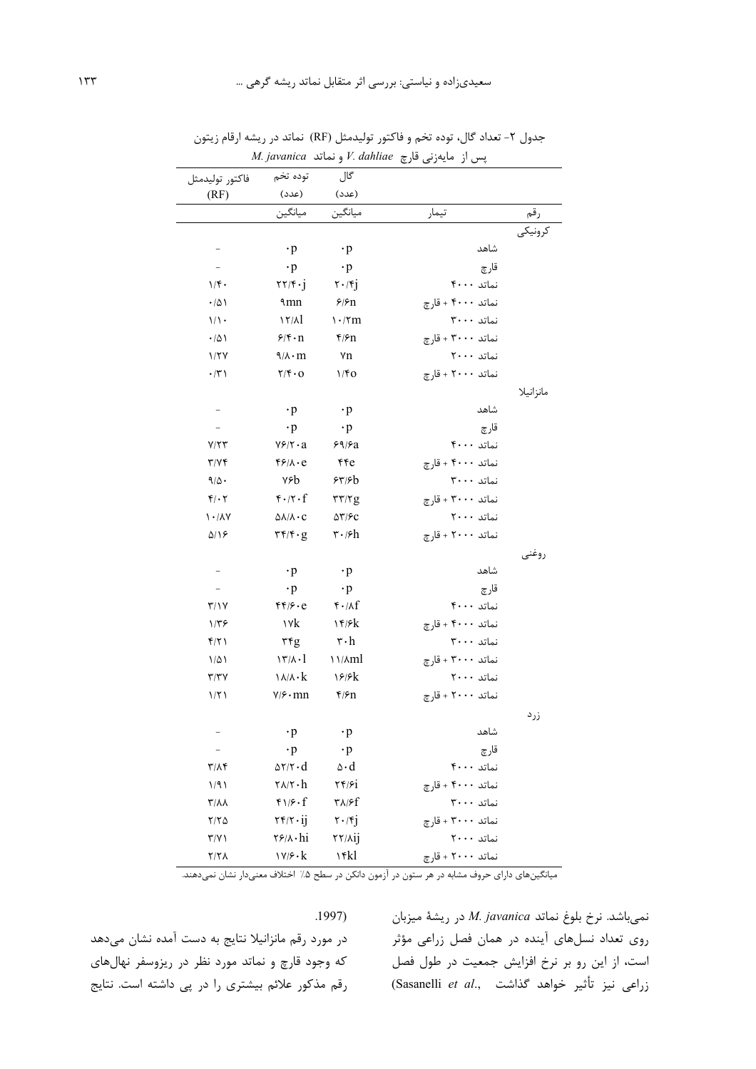جدول ۲- تعداد گال، توده تخم و فاکتور تولیدمثل (RF) نماتد در ریشه ارقام زیتون پس از مایه‌زنی قارچ *V. dahliae* و نماتد *M. javanica*

| رقم | تیمار | گال (عدد) میانگین | توده تخم (عدد) میانگین | فاکتور تولیدمثل (RF) |
|---|---|---|---|---|
| کرونیکی | | | | |
| | شاهد | ۰p | ۰p | – |
| | قارچ | ۰p | ۰p | – |
| | نماتد ۴۰۰۰ | ۲۰/۴j | ۲۲/۴۰j | ۱/۴۰ |
| | نماتد ۴۰۰۰ + قارچ | ۶/۶n | ۹mn | ۰/۵۱ |
| | نماتد ۳۰۰۰ | ۱۰/۲m | ۱۲/۸l | ۱/۱۰ |
| | نماتد ۳۰۰۰ + قارچ | ۴/۶n | ۶/۴۰n | ۰/۵۱ |
| | نماتد ۲۰۰۰ | ۷n | ۹/۸۰m | ۱/۲۷ |
| | نماتد ۲۰۰۰ + قارچ | ۱/۴o | ۲/۴۰o | ۰/۳۱ |
| مانزانیلا | | | | |
| | شاهد | ۰p | ۰p | – |
| | قارچ | ۰p | ۰p | – |
| | نماتد ۴۰۰۰ | ۶۹/۶a | ۷۶/۲۰a | ۷/۲۳ |
| | نماتد ۴۰۰۰ + قارچ | ۴۴e | ۴۶/۸۰e | ۳/۷۴ |
| | نماتد ۳۰۰۰ | ۶۳/۶b | ۷۶b | ۹/۵۰ |
| | نماتد ۳۰۰۰ + قارچ | ۳۳/۲g | ۴۰/۲۰f | ۴/۰۲ |
| | نماتد ۲۰۰۰ | ۵۳/۶c | ۵۸/۸۰c | ۱۰/۸۷ |
| | نماتد ۲۰۰۰ + قارچ | ۳۰/۶h | ۳۴/۴۰g | ۵/۱۶ |
| روغنی | | | | |
| | شاهد | ۰p | ۰p | – |
| | قارچ | ۰p | ۰p | – |
| | نماتد ۴۰۰۰ | ۴۰/۸f | ۴۴/۶۰e | ۳/۱۷ |
| | نماتد ۴۰۰۰ + قارچ | ۱۴/۶k | ۱۷k | ۱/۳۶ |
| | نماتد ۳۰۰۰ | ۳۰h | ۳۴g | ۴/۲۱ |
| | نماتد ۳۰۰۰ + قارچ | ۱۱/۸ml | ۱۳/۸۰l | ۱/۵۱ |
| | نماتد ۲۰۰۰ | ۱۶/۶k | ۱۸/۸۰k | ۳/۳۷ |
| | نماتد ۲۰۰۰ + قارچ | ۴/۶n | ۷/۶۰mn | ۱/۲۱ |
| زرد | | | | |
| | شاهد | ۰p | ۰p | – |
| | قارچ | ۰p | ۰p | – |
| | نماتد ۴۰۰۰ | ۵۰d | ۵۲/۲۰d | ۳/۸۴ |
| | نماتد ۴۰۰۰ + قارچ | ۲۴/۶i | ۲۸/۲۰h | ۱/۹۱ |
| | نماتد ۳۰۰۰ | ۳۸/۶f | ۴۱/۶۰f | ۳/۸۸ |
| | نماتد ۳۰۰۰ + قارچ | ۲۰/۴j | ۲۴/۲۰ij | ۲/۲۵ |
| | نماتد ۲۰۰۰ | ۲۲/۸ij | ۲۶/۸۰hi | ۳/۷۱ |
| | نماتد ۲۰۰۰ + قارچ | ۱۴kl | ۱۷/۶۰k | ۲/۲۸ |

میانگین‌های دارای حروف مشابه در هر ستون در آزمون دانکن در سطح ۵٪ اختلاف معنی‌دار نشان نمی‌دهند.

نمی‌باشد. نرخ بلوغ نماتد *M. javanica* در ریشهٔ میزبان روی تعداد نسل‌های آینده در همان فصل زراعی مؤثر است، از این رو بر نرخ افزایش جمعیت در طول فصل زراعی نیز تأثیر خواهد گذاشت (Sasanelli *et al*., 1997).

در مورد رقم مانزانیلا نتایج به دست آمده نشان می‌دهد که وجود قارچ و نماتد مورد نظر در ریزوسفر نهال‌های رقم مذکور علائم بیشتری را در پی داشته است. نتایج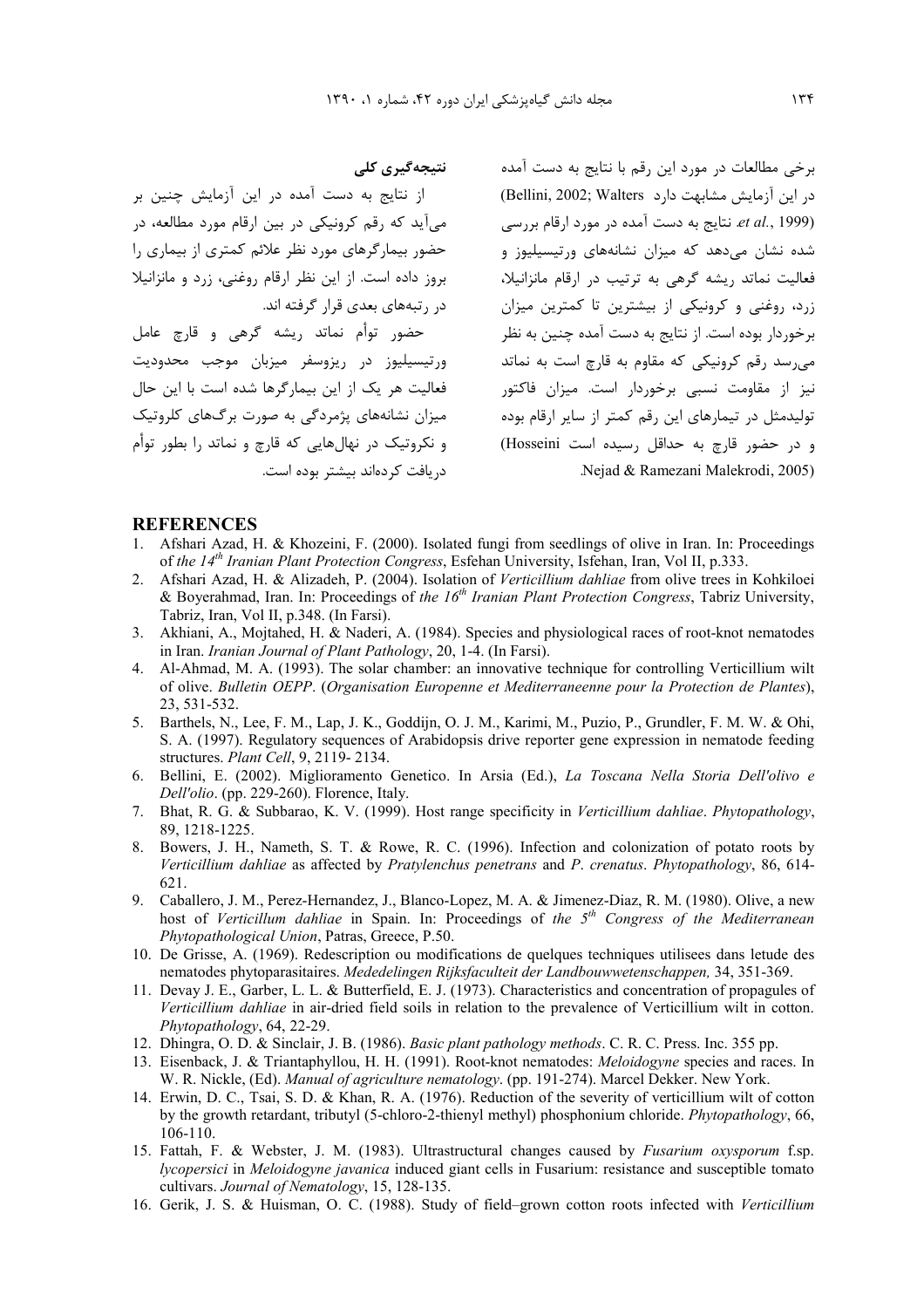برخی مطالعات در مورد این رقم با نتایج به دست آمده در این آزمایش مشابهت دارد (Bellini, 2002; Walters *et al.*, 1999). نتایج به دست آمده در مورد ارقام بررسی شده نشان می‌دهد که میزان نشانه‌های ورتیسیلیوز و فعالیت نماتد ریشه گرهی به ترتیب در ارقام مانزانیلا، زرد، روغنی و کرونیکی از بیشترین تا کمترین میزان برخوردار بوده است. از نتایج به دست آمده چنین به نظر می‌رسد رقم کرونیکی که مقاوم به قارچ است به نماتد نیز از مقاومت نسبی برخوردار است. میزان فاکتور تولیدمثل در تیمارهای این رقم کمتر از سایر ارقام بوده و در حضور قارچ به حداقل رسیده است (Hosseini Nejad & Ramezani Malekrodi, 2005).

## نتیجه‌گیری کلی

از نتایج به دست آمده در این آزمایش چنین بر می‌آید که رقم کرونیکی در بین ارقام مورد مطالعه، در حضور بیمارگرهای مورد نظر علائم کمتری از بیماری را بروز داده است. از این نظر ارقام روغنی، زرد و مانزانیلا در رتبه‌های بعدی قرار گرفته اند.

حضور توأم نماتد ریشه گرهی و قارچ عامل ورتیسیلیوز در ریزوسفر میزبان موجب محدودیت فعالیت هر یک از این بیمارگرها شده است با این حال میزان نشانه‌های پژمردگی به صورت برگ‌های کلروتیک و نکروتیک در نهال‌هایی که قارچ و نماتد را بطور توأم دریافت کرده‌اند بیشتر بوده است.

## REFERENCES

1. Afshari Azad, H. & Khozeini, F. (2000). Isolated fungi from seedlings of olive in Iran. In: Proceedings of *the 14th Iranian Plant Protection Congress*, Esfehan University, Isfehan, Iran, Vol II, p.333.
2. Afshari Azad, H. & Alizadeh, P. (2004). Isolation of *Verticillium dahliae* from olive trees in Kohkiloei & Boyerahmad, Iran. In: Proceedings of *the 16th Iranian Plant Protection Congress*, Tabriz University, Tabriz, Iran, Vol II, p.348. (In Farsi).
3. Akhiani, A., Mojtahed, H. & Naderi, A. (1984). Species and physiological races of root-knot nematodes in Iran. *Iranian Journal of Plant Pathology*, 20, 1-4. (In Farsi).
4. Al-Ahmad, M. A. (1993). The solar chamber: an innovative technique for controlling Verticillium wilt of olive. *Bulletin OEPP*. (*Organisation Europenne et Mediterraneenne pour la Protection de Plantes*), 23, 531-532.
5. Barthels, N., Lee, F. M., Lap, J. K., Goddijn, O. J. M., Karimi, M., Puzio, P., Grundler, F. M. W. & Ohi, S. A. (1997). Regulatory sequences of Arabidopsis drive reporter gene expression in nematode feeding structures. *Plant Cell*, 9, 2119- 2134.
6. Bellini, E. (2002). Miglioramento Genetico. In Arsia (Ed.), *La Toscana Nella Storia Dell'olivo e Dell'olio*. (pp. 229-260). Florence, Italy.
7. Bhat, R. G. & Subbarao, K. V. (1999). Host range specificity in *Verticillium dahliae*. *Phytopathology*, 89, 1218-1225.
8. Bowers, J. H., Nameth, S. T. & Rowe, R. C. (1996). Infection and colonization of potato roots by *Verticillium dahliae* as affected by *Pratylenchus penetrans* and *P. crenatus*. *Phytopathology*, 86, 614-621.
9. Caballero, J. M., Perez-Hernandez, J., Blanco-Lopez, M. A. & Jimenez-Diaz, R. M. (1980). Olive, a new host of *Verticillium dahliae* in Spain. In: Proceedings of *the 5th Congress of the Mediterranean Phytopathological Union*, Patras, Greece, P.50.
10. De Grisse, A. (1969). Redescription ou modifications de quelques techniques utilisees dans letude des nematodes phytoparasitaires. *Mededelingen Rijksfaculteit der Landbouwwetenschappen,* 34, 351-369.
11. Devay J. E., Garber, L. L. & Butterfield, E. J. (1973). Characteristics and concentration of propagules of *Verticillium dahliae* in air-dried field soils in relation to the prevalence of Verticillium wilt in cotton. *Phytopathology*, 64, 22-29.
12. Dhingra, O. D. & Sinclair, J. B. (1986). *Basic plant pathology methods*. C. R. C. Press. Inc. 355 pp.
13. Eisenback, J. & Triantaphyllou, H. H. (1991). Root-knot nematodes: *Meloidogyne* species and races. In W. R. Nickle, (Ed). *Manual of agriculture nematology*. (pp. 191-274). Marcel Dekker. New York.
14. Erwin, D. C., Tsai, S. D. & Khan, R. A. (1976). Reduction of the severity of verticillium wilt of cotton by the growth retardant, tributyl (5-chloro-2-thienyl methyl) phosphonium chloride. *Phytopathology*, 66, 106-110.
15. Fattah, F. & Webster, J. M. (1983). Ultrastructural changes caused by *Fusarium oxysporum* f.sp. *lycopersici* in *Meloidogyne javanica* induced giant cells in Fusarium: resistance and susceptible tomato cultivars. *Journal of Nematology*, 15, 128-135.
16. Gerik, J. S. & Huisman, O. C. (1988). Study of field–grown cotton roots infected with *Verticillium*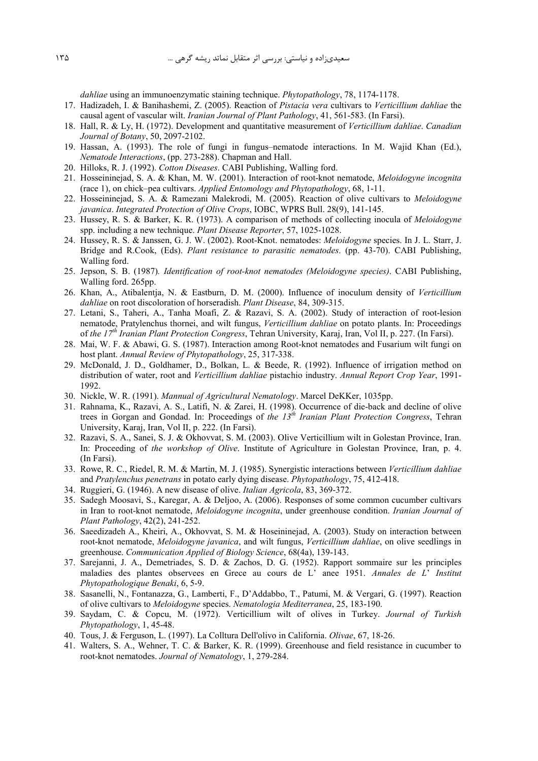*dahliae* using an immunoenzymatic staining technique. *Phytopathology*, 78, 1174-1178.

17. Hadizadeh, I. & Banihashemi, Z. (2005). Reaction of *Pistacia vera* cultivars to *Verticillium dahliae* the causal agent of vascular wilt. *Iranian Journal of Plant Pathology*, 41, 561-583. (In Farsi).
18. Hall, R. & Ly, H. (1972). Development and quantitative measurement of *Verticillium dahliae*. *Canadian Journal of Botany*, 50, 2097-2102.
19. Hassan, A. (1993). The role of fungi in fungus–nematode interactions. In M. Wajid Khan (Ed.), *Nematode Interactions*, (pp. 273-288). Chapman and Hall.
20. Hilloks, R. J. (1992). *Cotton Diseases*. CABI Publishing, Walling ford.
21. Hosseininejad, S. A. & Khan, M. W. (2001). Interaction of root-knot nematode, *Meloidogyne incognita* (race 1), on chick–pea cultivars. *Applied Entomology and Phytopathology*, 68, 1-11.
22. Hosseininejad, S. A. & Ramezani Malekrodi, M. (2005). Reaction of olive cultivars to *Meloidogyne javanica*. *Integrated Protection of Olive Crops*, IOBC, WPRS Bull. 28(9), 141-145.
23. Hussey, R. S. & Barker, K. R. (1973). A comparison of methods of collecting inocula of *Meloidogyne* spp. including a new technique. *Plant Disease Reporter*, 57, 1025-1028.
24. Hussey, R. S. & Janssen, G. J. W. (2002). Root-Knot. nematodes: *Meloidogyne* species. In J. L. Starr, J. Bridge and R.Cook, (Eds). *Plant resistance to parasitic nematodes*. (pp. 43-70). CABI Publishing, Walling ford.
25. Jepson, S. B. (1987). *Identification of root-knot nematodes (Meloidogyne species)*. CABI Publishing, Walling ford. 265pp.
26. Khan, A., Atibalentja, N. & Eastburn, D. M. (2000). Influence of inoculum density of *Verticillium dahliae* on root discoloration of horseradish. *Plant Disease*, 84, 309-315.
27. Letani, S., Taheri, A., Tanha Moafi, Z. & Razavi, S. A. (2002). Study of interaction of root-lesion nematode, Pratylenchus thornei, and wilt fungus, *Verticillium dahliae* on potato plants. In: Proceedings of *the 17th Iranian Plant Protection Congress*, Tehran University, Karaj, Iran, Vol II, p. 227. (In Farsi).
28. Mai, W. F. & Abawi, G. S. (1987). Interaction among Root-knot nematodes and Fusarium wilt fungi on host plant. *Annual Review of Phytopathology*, 25, 317-338.
29. McDonald, J. D., Goldhamer, D., Bolkan, L. & Beede, R. (1992). Influence of irrigation method on distribution of water, root and *Verticillium dahliae* pistachio industry. *Annual Report Crop Year*, 1991-1992.
30. Nickle, W. R. (1991). *Mannual of Agricultural Nematology*. Marcel DeKKer, 1035pp.
31. Rahnama, K., Razavi, A. S., Latifi, N. & Zarei, H. (1998). Occurrence of die-back and decline of olive trees in Gorgan and Gondad. In: Proceedings of *the 13th Iranian Plant Protection Congress*, Tehran University, Karaj, Iran, Vol II, p. 222. (In Farsi).
32. Razavi, S. A., Sanei, S. J. & Okhovvat, S. M. (2003). Olive Verticillium wilt in Golestan Province, Iran. In: Proceeding of *the workshop of Olive*. Institute of Agriculture in Golestan Province, Iran, p. 4. (In Farsi).
33. Rowe, R. C., Riedel, R. M. & Martin, M. J. (1985). Synergistic interactions between *Verticillium dahliae* and *Pratylenchus penetrans* in potato early dying disease. *Phytopathology*, 75, 412-418.
34. Ruggieri, G. (1946). A new disease of olive. *Italian Agricola*, 83, 369-372.
35. Sadegh Moosavi, S., Karegar, A. & Deljoo, A. (2006). Responses of some common cucumber cultivars in Iran to root-knot nematode, *Meloidogyne incognita*, under greenhouse condition. *Iranian Journal of Plant Pathology*, 42(2), 241-252.
36. Saeedizadeh A., Kheiri, A., Okhovvat, S. M. & Hoseininejad, A. (2003). Study on interaction between root-knot nematode, *Meloidogyne javanica*, and wilt fungus, *Verticillium dahliae*, on olive seedlings in greenhouse. *Communication Applied of Biology Science*, 68(4a), 139-143.
37. Sarejanni, J. A., Demetriades, S. D. & Zachos, D. G. (1952). Rapport sommaire sur les principles maladies des plantes observees en Grece au cours de L' anee 1951. *Annales de L' Institut Phytopathologique Benaki*, 6, 5-9.
38. Sasanelli, N., Fontanazza, G., Lamberti, F., D'Addabbo, T., Patumi, M. & Vergari, G. (1997). Reaction of olive cultivars to *Meloidogyne* species. *Nematologia Mediterranea*, 25, 183-190.
39. Saydam, C. & Copcu, M. (1972). Verticillium wilt of olives in Turkey. *Journal of Turkish Phytopathology*, 1, 45-48.
40. Tous, J. & Ferguson, L. (1997). La Colltura Dell'olivo in California. *Olivae*, 67, 18-26.
41. Walters, S. A., Wehner, T. C. & Barker, K. R. (1999). Greenhouse and field resistance in cucumber to root-knot nematodes. *Journal of Nematology*, 1, 279-284.